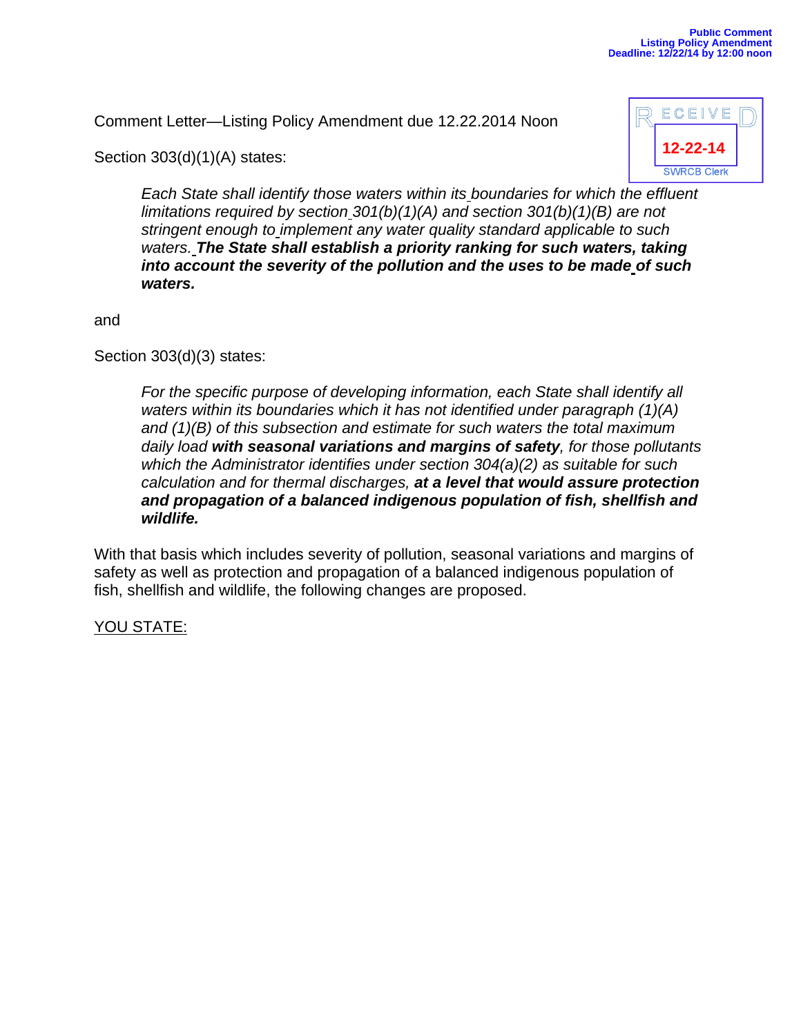Public Comment
Listing Policy Amendment
Deadline: 12/22/14 by 12:00 noon

RECEIVED
12-22-14
SWRCB Clerk

Comment Letter—Listing Policy Amendment due 12.22.2014 Noon

Section 303(d)(1)(A) states:

> *Each State shall identify those waters within its boundaries for which the effluent limitations required by section 301(b)(1)(A) and section 301(b)(1)(B) are not stringent enough to implement any water quality standard applicable to such waters.* ***The State shall establish a priority ranking for such waters, taking into account the severity of the pollution and the uses to be made of such waters.***

and

Section 303(d)(3) states:

> *For the specific purpose of developing information, each State shall identify all waters within its boundaries which it has not identified under paragraph (1)(A) and (1)(B) of this subsection and estimate for such waters the total maximum daily load* ***with seasonal variations and margins of safety****, for those pollutants which the Administrator identifies under section 304(a)(2) as suitable for such calculation and for thermal discharges,* ***at a level that would assure protection and propagation of a balanced indigenous population of fish, shellfish and wildlife.***

With that basis which includes severity of pollution, seasonal variations and margins of safety as well as protection and propagation of a balanced indigenous population of fish, shellfish and wildlife, the following changes are proposed.

<u>YOU STATE:</u>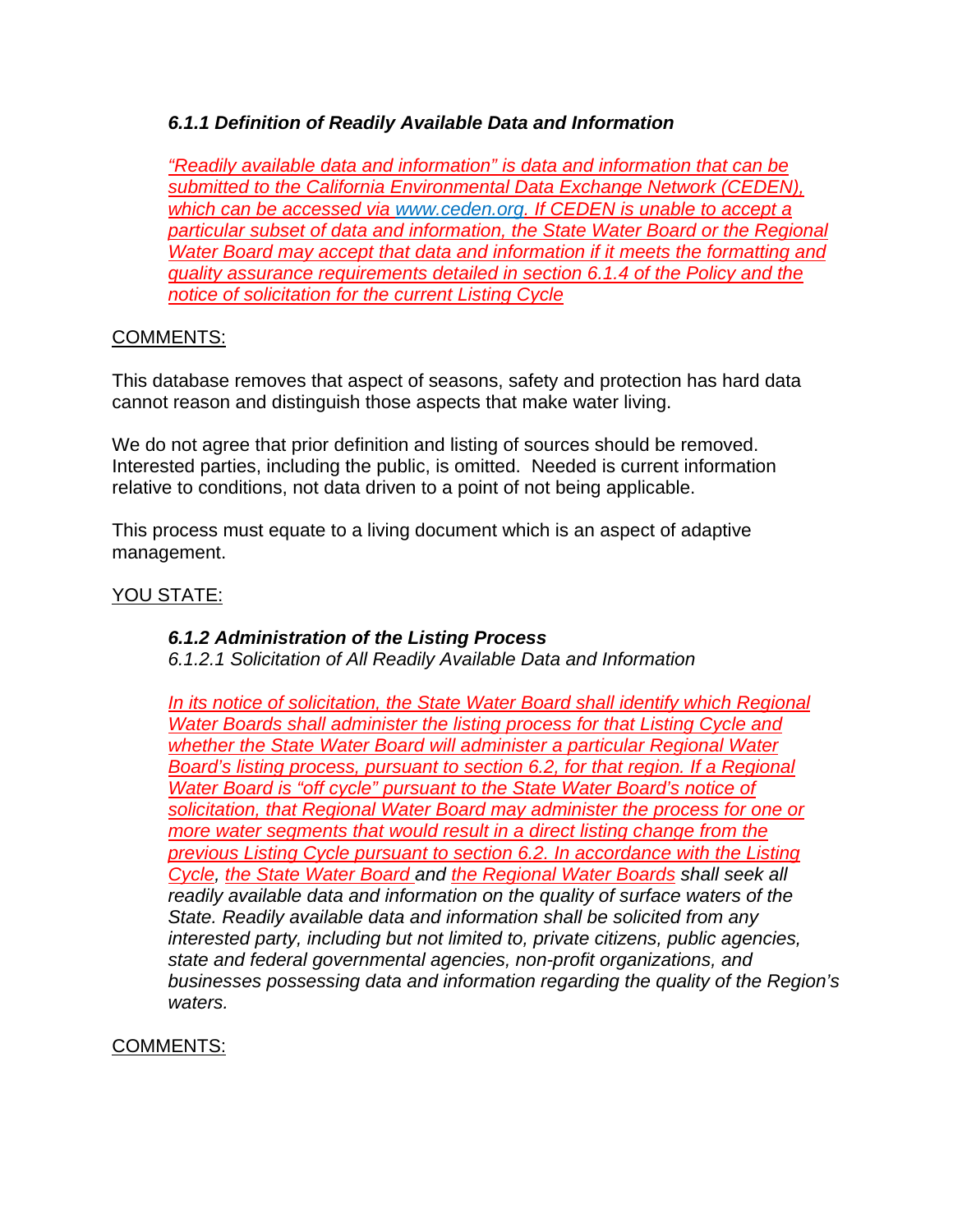### *6.1.1 Definition of Readily Available Data and Information*

*"Readily available data and information" is data and information that can be submitted to the California Environmental Data Exchange Network (CEDEN), which can be accessed via www.ceden.org. If CEDEN is unable to accept a particular subset of data and information, the State Water Board or the Regional Water Board may accept that data and information if it meets the formatting and quality assurance requirements detailed in section 6.1.4 of the Policy and the notice of solicitation for the current Listing Cycle*

COMMENTS:

This database removes that aspect of seasons, safety and protection has hard data cannot reason and distinguish those aspects that make water living.

We do not agree that prior definition and listing of sources should be removed. Interested parties, including the public, is omitted. Needed is current information relative to conditions, not data driven to a point of not being applicable.

This process must equate to a living document which is an aspect of adaptive management.

YOU STATE:

> ***6.1.2 Administration of the Listing Process***
>
> *6.1.2.1 Solicitation of All Readily Available Data and Information*
>
> *In its notice of solicitation, the State Water Board shall identify which Regional Water Boards shall administer the listing process for that Listing Cycle and whether the State Water Board will administer a particular Regional Water Board's listing process, pursuant to section 6.2, for that region. If a Regional Water Board is "off cycle" pursuant to the State Water Board's notice of solicitation, that Regional Water Board may administer the process for one or more water segments that would result in a direct listing change from the previous Listing Cycle pursuant to section 6.2. In accordance with the Listing Cycle, the State Water Board and the Regional Water Boards shall seek all readily available data and information on the quality of surface waters of the State. Readily available data and information shall be solicited from any interested party, including but not limited to, private citizens, public agencies, state and federal governmental agencies, non-profit organizations, and businesses possessing data and information regarding the quality of the Region's waters.*

COMMENTS: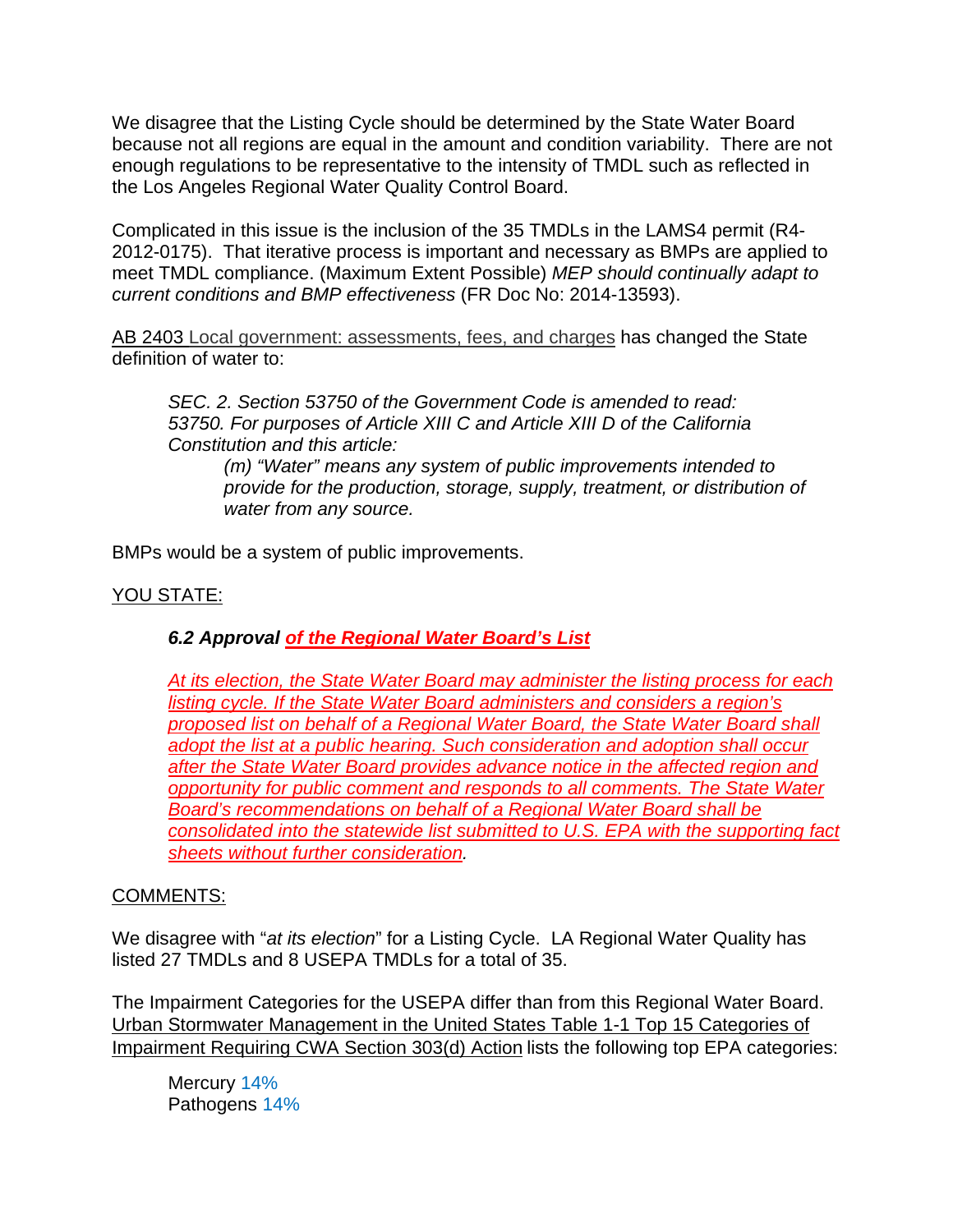We disagree that the Listing Cycle should be determined by the State Water Board because not all regions are equal in the amount and condition variability. There are not enough regulations to be representative to the intensity of TMDL such as reflected in the Los Angeles Regional Water Quality Control Board.

Complicated in this issue is the inclusion of the 35 TMDLs in the LAMS4 permit (R4-2012-0175). That iterative process is important and necessary as BMPs are applied to meet TMDL compliance. (Maximum Extent Possible) *MEP should continually adapt to current conditions and BMP effectiveness* (FR Doc No: 2014-13593).

<u>AB 2403 Local government: assessments, fees, and charges</u> has changed the State definition of water to:

> *SEC. 2. Section 53750 of the Government Code is amended to read: 53750. For purposes of Article XIII C and Article XIII D of the California Constitution and this article:*
>
> > *(m) "Water" means any system of public improvements intended to provide for the production, storage, supply, treatment, or distribution of water from any source.*

BMPs would be a system of public improvements.

<u>YOU STATE:</u>

> ***6.2 Approval <u>of the Regional Water Board's List</u>***
>
> *<u>At its election, the State Water Board may administer the listing process for each listing cycle. If the State Water Board administers and considers a region's proposed list on behalf of a Regional Water Board, the State Water Board shall adopt the list at a public hearing. Such consideration and adoption shall occur after the State Water Board provides advance notice in the affected region and opportunity for public comment and responds to all comments. The State Water Board's recommendations on behalf of a Regional Water Board shall be consolidated into the statewide list submitted to U.S. EPA with the supporting fact sheets without further consideration</u>.*

<u>COMMENTS:</u>

We disagree with "*at its election*" for a Listing Cycle. LA Regional Water Quality has listed 27 TMDLs and 8 USEPA TMDLs for a total of 35.

The Impairment Categories for the USEPA differ than from this Regional Water Board. <u>Urban Stormwater Management in the United States Table 1-1 Top 15 Categories of Impairment Requiring CWA Section 303(d) Action</u> lists the following top EPA categories:

> Mercury 14%
> Pathogens 14%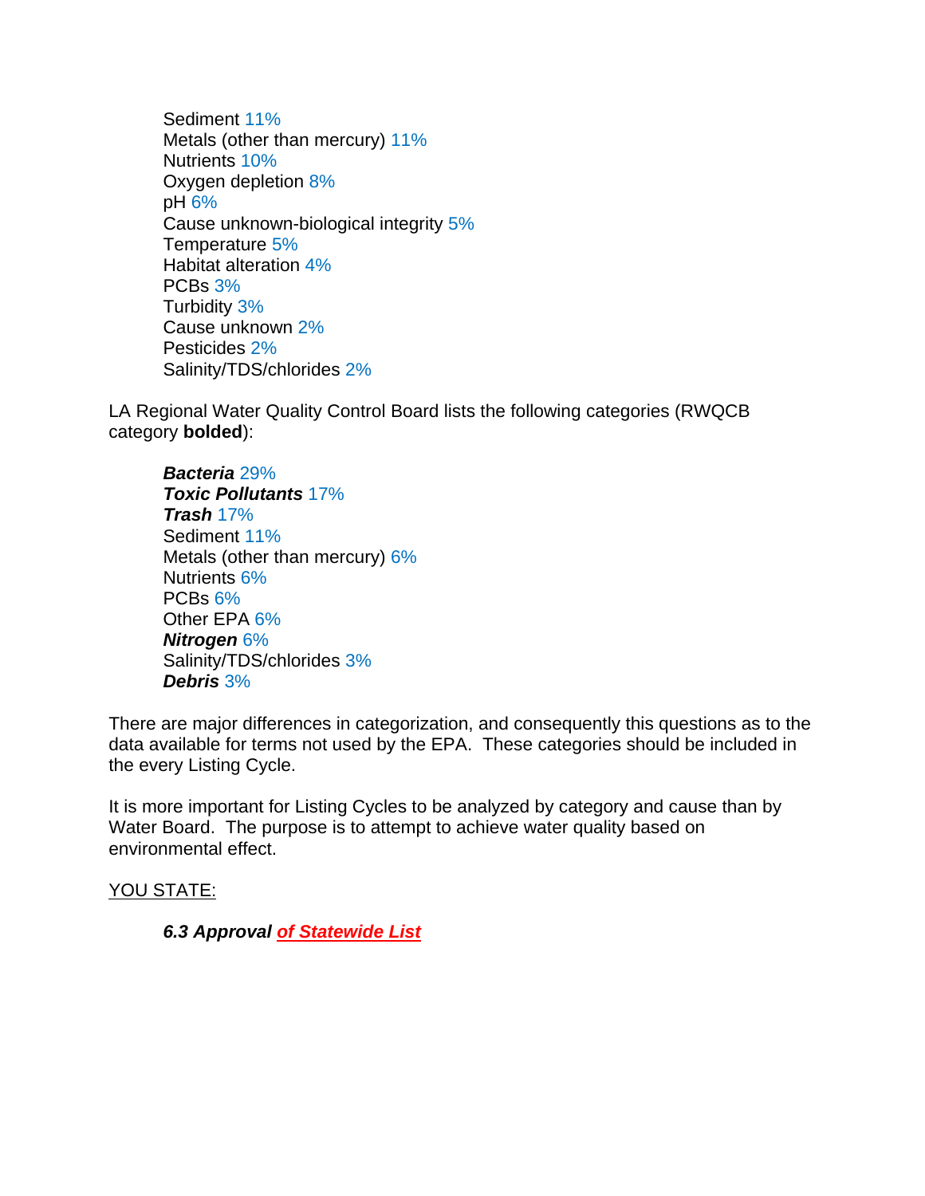Sediment 11%
Metals (other than mercury) 11%
Nutrients 10%
Oxygen depletion 8%
pH 6%
Cause unknown-biological integrity 5%
Temperature 5%
Habitat alteration 4%
PCBs 3%
Turbidity 3%
Cause unknown 2%
Pesticides 2%
Salinity/TDS/chlorides 2%

LA Regional Water Quality Control Board lists the following categories (RWQCB category **bolded**):

***Bacteria*** 29%
***Toxic Pollutants*** 17%
***Trash*** 17%
Sediment 11%
Metals (other than mercury) 6%
Nutrients 6%
PCBs 6%
Other EPA 6%
***Nitrogen*** 6%
Salinity/TDS/chlorides 3%
***Debris*** 3%

There are major differences in categorization, and consequently this questions as to the data available for terms not used by the EPA. These categories should be included in the every Listing Cycle.

It is more important for Listing Cycles to be analyzed by category and cause than by Water Board. The purpose is to attempt to achieve water quality based on environmental effect.

<u>YOU STATE:</u>

***6.3 Approval <u>of Statewide List</u>***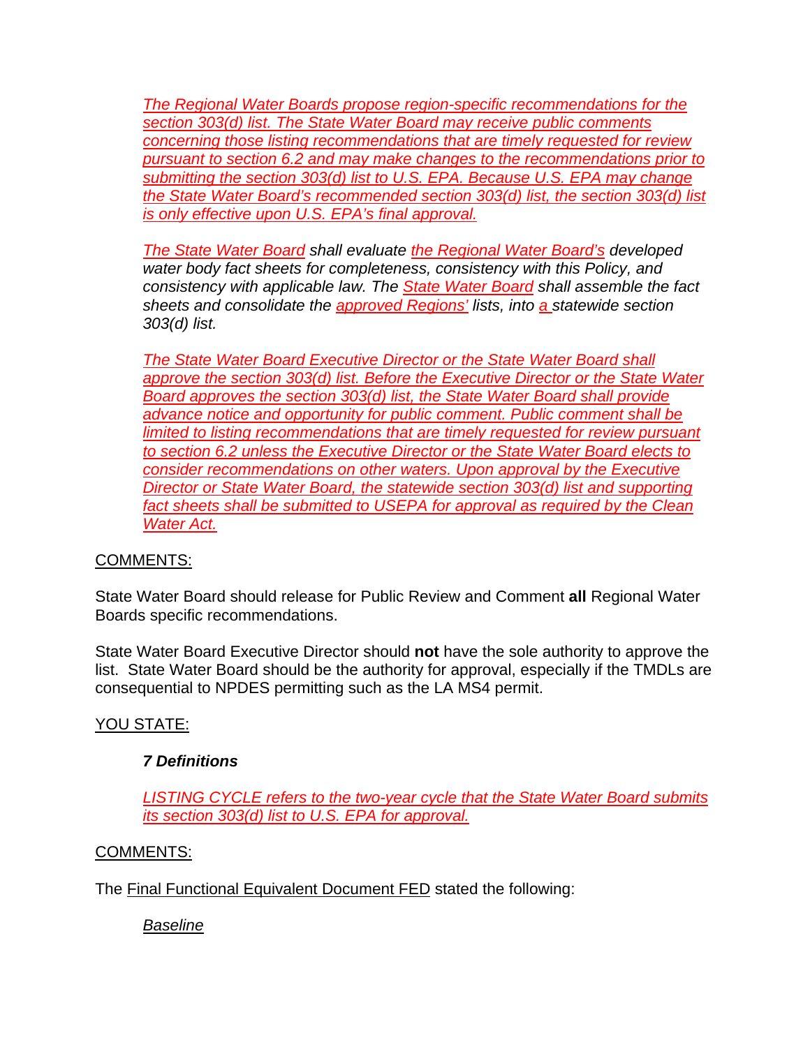*The Regional Water Boards propose region-specific recommendations for the section 303(d) list. The State Water Board may receive public comments concerning those listing recommendations that are timely requested for review pursuant to section 6.2 and may make changes to the recommendations prior to submitting the section 303(d) list to U.S. EPA. Because U.S. EPA may change the State Water Board's recommended section 303(d) list, the section 303(d) list is only effective upon U.S. EPA's final approval.*

*The State Water Board shall evaluate the Regional Water Board's developed water body fact sheets for completeness, consistency with this Policy, and consistency with applicable law. The State Water Board shall assemble the fact sheets and consolidate the approved Regions' lists, into a statewide section 303(d) list.*

*The State Water Board Executive Director or the State Water Board shall approve the section 303(d) list. Before the Executive Director or the State Water Board approves the section 303(d) list, the State Water Board shall provide advance notice and opportunity for public comment. Public comment shall be limited to listing recommendations that are timely requested for review pursuant to section 6.2 unless the Executive Director or the State Water Board elects to consider recommendations on other waters. Upon approval by the Executive Director or State Water Board, the statewide section 303(d) list and supporting fact sheets shall be submitted to USEPA for approval as required by the Clean Water Act.*

COMMENTS:

State Water Board should release for Public Review and Comment **all** Regional Water Boards specific recommendations.

State Water Board Executive Director should **not** have the sole authority to approve the list. State Water Board should be the authority for approval, especially if the TMDLs are consequential to NPDES permitting such as the LA MS4 permit.

YOU STATE:

***7 Definitions***

*LISTING CYCLE refers to the two-year cycle that the State Water Board submits its section 303(d) list to U.S. EPA for approval.*

COMMENTS:

The Final Functional Equivalent Document FED stated the following:

*Baseline*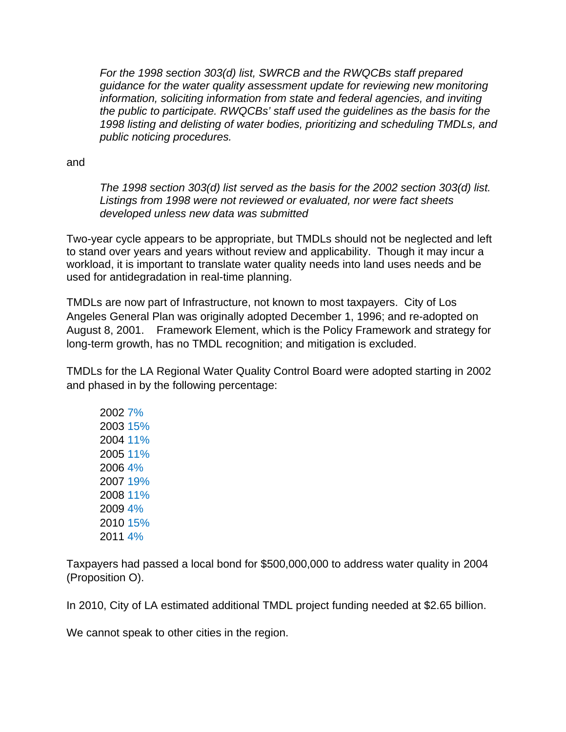*For the 1998 section 303(d) list, SWRCB and the RWQCBs staff prepared guidance for the water quality assessment update for reviewing new monitoring information, soliciting information from state and federal agencies, and inviting the public to participate. RWQCBs' staff used the guidelines as the basis for the 1998 listing and delisting of water bodies, prioritizing and scheduling TMDLs, and public noticing procedures.*

and

*The 1998 section 303(d) list served as the basis for the 2002 section 303(d) list. Listings from 1998 were not reviewed or evaluated, nor were fact sheets developed unless new data was submitted*

Two-year cycle appears to be appropriate, but TMDLs should not be neglected and left to stand over years and years without review and applicability. Though it may incur a workload, it is important to translate water quality needs into land uses needs and be used for antidegradation in real-time planning.

TMDLs are now part of Infrastructure, not known to most taxpayers. City of Los Angeles General Plan was originally adopted December 1, 1996; and re-adopted on August 8, 2001. Framework Element, which is the Policy Framework and strategy for long-term growth, has no TMDL recognition; and mitigation is excluded.

TMDLs for the LA Regional Water Quality Control Board were adopted starting in 2002 and phased in by the following percentage:

2002 7%  
2003 15%  
2004 11%  
2005 11%  
2006 4%  
2007 19%  
2008 11%  
2009 4%  
2010 15%  
2011 4%

Taxpayers had passed a local bond for $500,000,000 to address water quality in 2004 (Proposition O).

In 2010, City of LA estimated additional TMDL project funding needed at $2.65 billion.

We cannot speak to other cities in the region.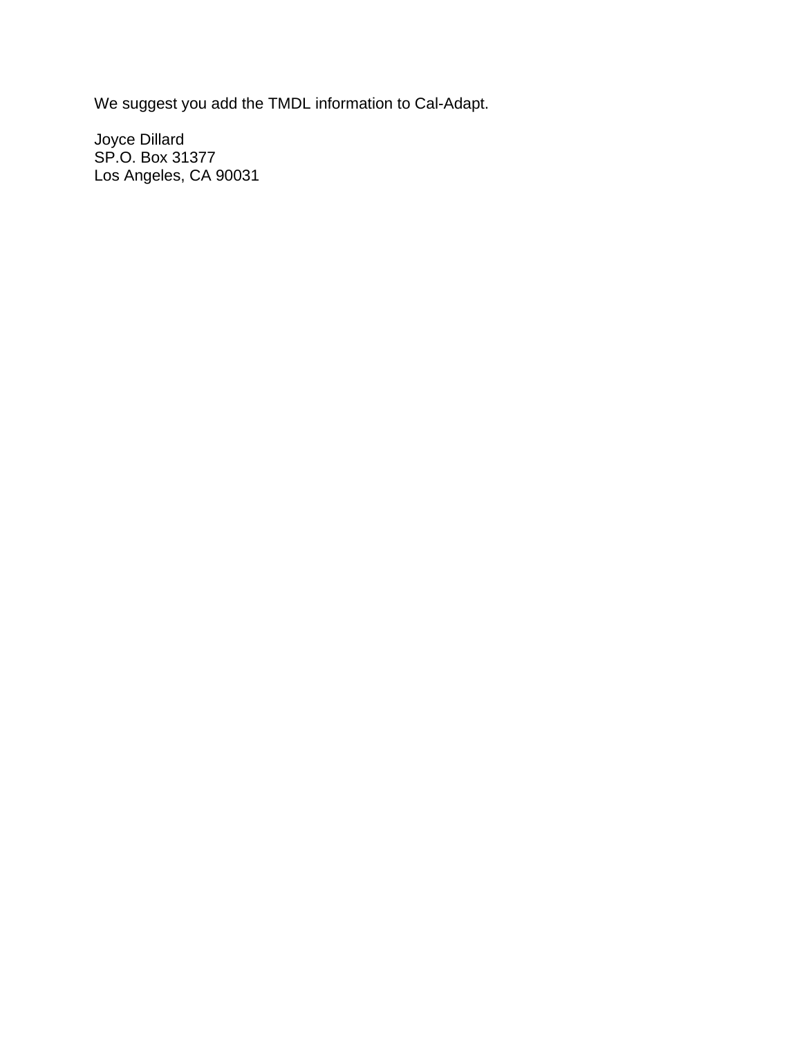We suggest you add the TMDL information to Cal-Adapt.

Joyce Dillard
SP.O. Box 31377
Los Angeles, CA 90031